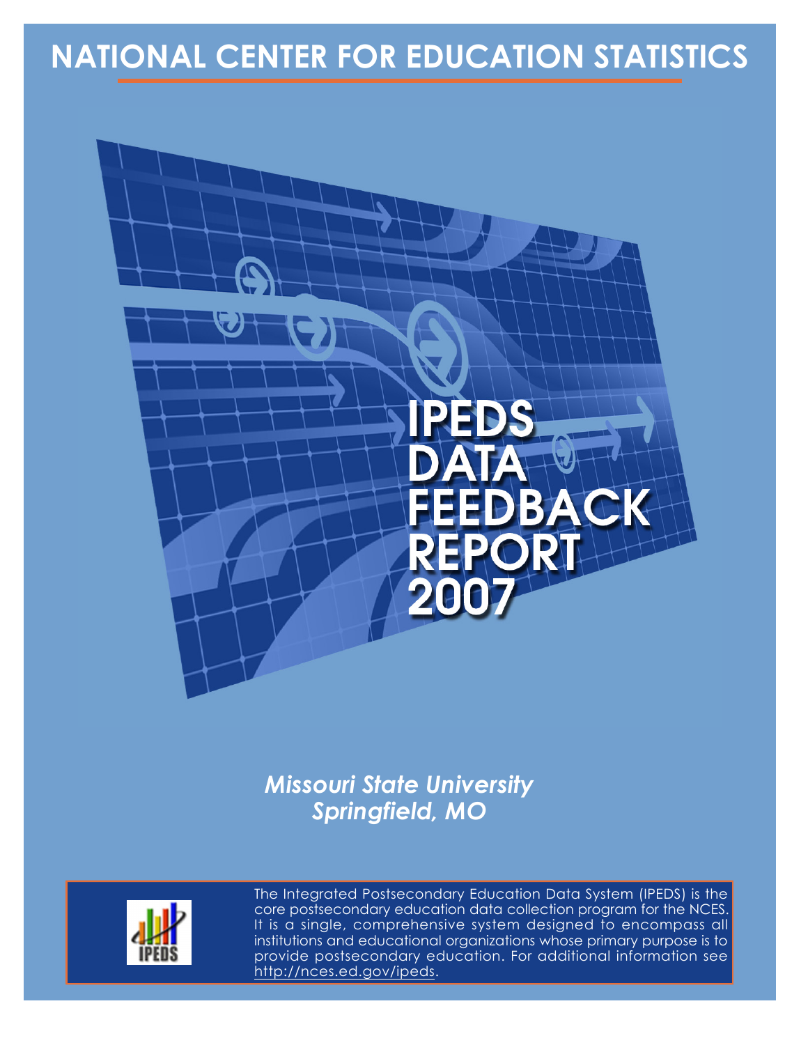# NATIONAL CENTER FOR EDUCATION STATISTICS

# IPEDS DATA FEEDBACK REPORT 2007

***Missouri State University***
***Springfield, MO***

The Integrated Postsecondary Education Data System (IPEDS) is the core postsecondary education data collection program for the NCES. It is a single, comprehensive system designed to encompass all institutions and educational organizations whose primary purpose is to provide postsecondary education. For additional information see http://nces.ed.gov/ipeds.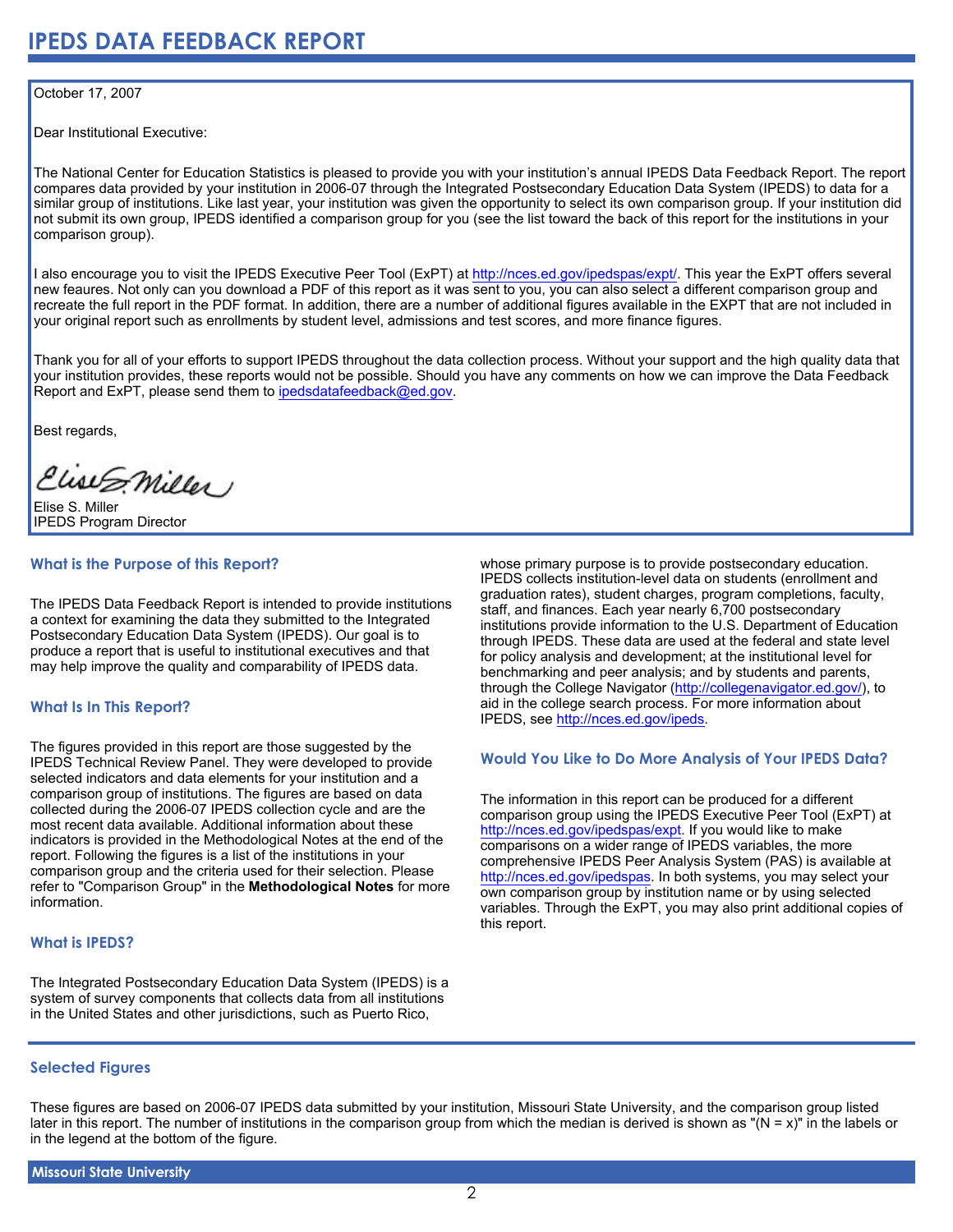# IPEDS DATA FEEDBACK REPORT

October 17, 2007

Dear Institutional Executive:

The National Center for Education Statistics is pleased to provide you with your institution's annual IPEDS Data Feedback Report. The report compares data provided by your institution in 2006-07 through the Integrated Postsecondary Education Data System (IPEDS) to data for a similar group of institutions. Like last year, your institution was given the opportunity to select its own comparison group. If your institution did not submit its own group, IPEDS identified a comparison group for you (see the list toward the back of this report for the institutions in your comparison group).

I also encourage you to visit the IPEDS Executive Peer Tool (ExPT) at http://nces.ed.gov/ipedspas/expt/. This year the ExPT offers several new feaures. Not only can you download a PDF of this report as it was sent to you, you can also select a different comparison group and recreate the full report in the PDF format. In addition, there are a number of additional figures available in the EXPT that are not included in your original report such as enrollments by student level, admissions and test scores, and more finance figures.

Thank you for all of your efforts to support IPEDS throughout the data collection process. Without your support and the high quality data that your institution provides, these reports would not be possible. Should you have any comments on how we can improve the Data Feedback Report and ExPT, please send them to ipedsdatafeedback@ed.gov.

Best regards,

Elise S. Miller
IPEDS Program Director

### What is the Purpose of this Report?

The IPEDS Data Feedback Report is intended to provide institutions a context for examining the data they submitted to the Integrated Postsecondary Education Data System (IPEDS). Our goal is to produce a report that is useful to institutional executives and that may help improve the quality and comparability of IPEDS data.

### What Is In This Report?

The figures provided in this report are those suggested by the IPEDS Technical Review Panel. They were developed to provide selected indicators and data elements for your institution and a comparison group of institutions. The figures are based on data collected during the 2006-07 IPEDS collection cycle and are the most recent data available. Additional information about these indicators is provided in the Methodological Notes at the end of the report. Following the figures is a list of the institutions in your comparison group and the criteria used for their selection. Please refer to "Comparison Group" in the **Methodological Notes** for more information.

### What is IPEDS?

The Integrated Postsecondary Education Data System (IPEDS) is a system of survey components that collects data from all institutions in the United States and other jurisdictions, such as Puerto Rico, whose primary purpose is to provide postsecondary education. IPEDS collects institution-level data on students (enrollment and graduation rates), student charges, program completions, faculty, staff, and finances. Each year nearly 6,700 postsecondary institutions provide information to the U.S. Department of Education through IPEDS. These data are used at the federal and state level for policy analysis and development; at the institutional level for benchmarking and peer analysis; and by students and parents, through the College Navigator (http://collegenavigator.ed.gov/), to aid in the college search process. For more information about IPEDS, see http://nces.ed.gov/ipeds.

### Would You Like to Do More Analysis of Your IPEDS Data?

The information in this report can be produced for a different comparison group using the IPEDS Executive Peer Tool (ExPT) at http://nces.ed.gov/ipedspas/expt. If you would like to make comparisons on a wider range of IPEDS variables, the more comprehensive IPEDS Peer Analysis System (PAS) is available at http://nces.ed.gov/ipedspas. In both systems, you may select your own comparison group by institution name or by using selected variables. Through the ExPT, you may also print additional copies of this report.

### Selected Figures

These figures are based on 2006-07 IPEDS data submitted by your institution, Missouri State University, and the comparison group listed later in this report. The number of institutions in the comparison group from which the median is derived is shown as "(N = x)" in the labels or in the legend at the bottom of the figure.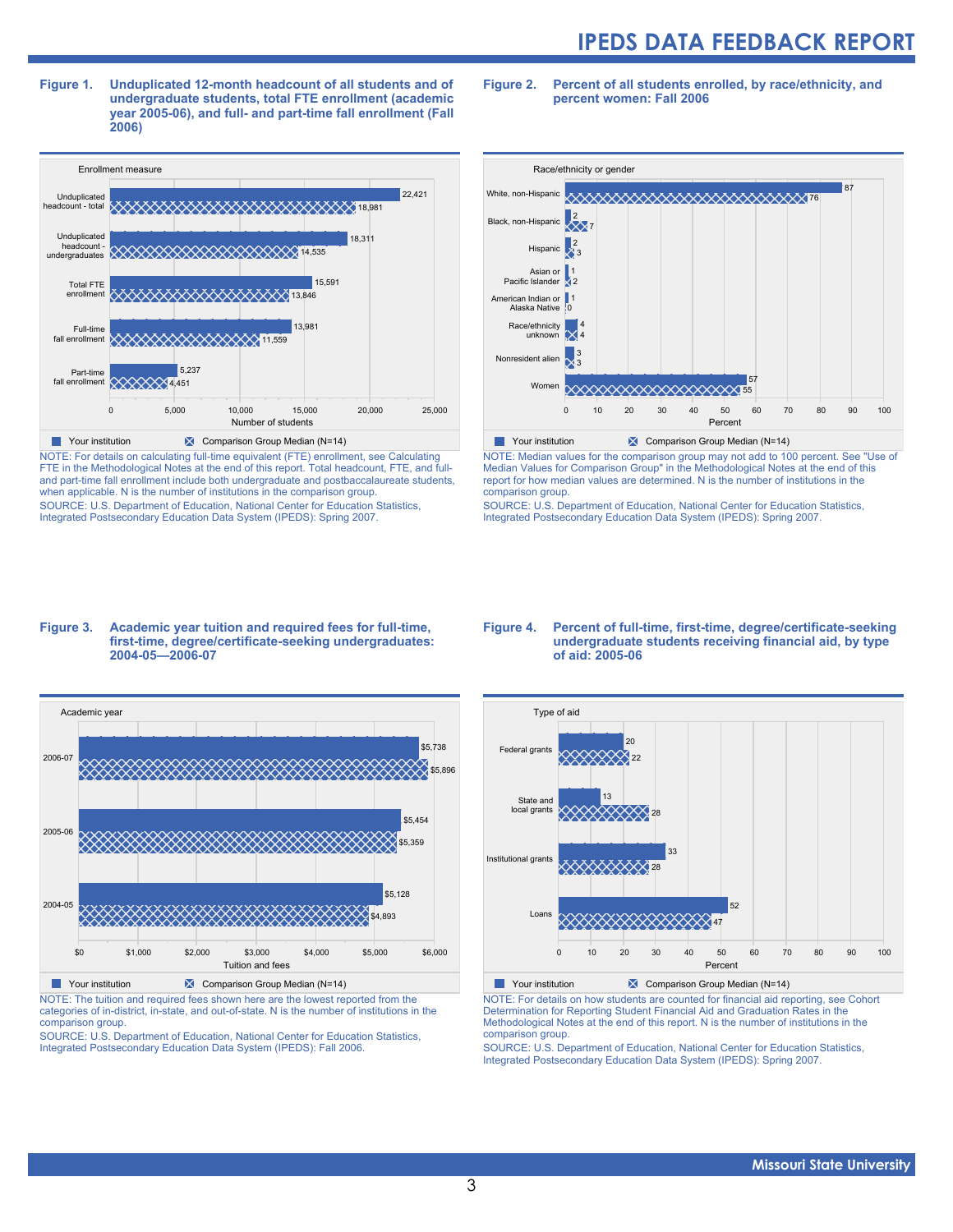**Figure 1. Unduplicated 12-month headcount of all students and of undergraduate students, total FTE enrollment (academic year 2005-06), and full- and part-time fall enrollment (Fall 2006)**

| Enrollment measure | Your institution | Comparison Group Median (N=14) |
|---|---|---|
| Unduplicated headcount - total | 22,421 | 18,981 |
| Unduplicated headcount - undergraduates | 18,311 | 14,535 |
| Total FTE enrollment | 15,591 | 13,846 |
| Full-time fall enrollment | 13,981 | 11,559 |
| Part-time fall enrollment | 5,237 | 4,451 |

NOTE: For details on calculating full-time equivalent (FTE) enrollment, see Calculating FTE in the Methodological Notes at the end of this report. Total headcount, FTE, and full- and part-time fall enrollment include both undergraduate and postbaccalaureate students, when applicable. N is the number of institutions in the comparison group.
SOURCE: U.S. Department of Education, National Center for Education Statistics, Integrated Postsecondary Education Data System (IPEDS): Spring 2007.

**Figure 2. Percent of all students enrolled, by race/ethnicity, and percent women: Fall 2006**

| Race/ethnicity or gender | Your institution | Comparison Group Median (N=14) |
|---|---|---|
| White, non-Hispanic | 87 | 76 |
| Black, non-Hispanic | 2 | 7 |
| Hispanic | 2 | 3 |
| Asian or Pacific Islander | 1 | 2 |
| American Indian or Alaska Native | 1 | 0 |
| Race/ethnicity unknown | 4 | 4 |
| Nonresident alien | 3 | 3 |
| Women | 57 | 55 |

NOTE: Median values for the comparison group may not add to 100 percent. See "Use of Median Values for Comparison Group" in the Methodological Notes at the end of this report for how median values are determined. N is the number of institutions in the comparison group.
SOURCE: U.S. Department of Education, National Center for Education Statistics, Integrated Postsecondary Education Data System (IPEDS): Spring 2007.

**Figure 3. Academic year tuition and required fees for full-time, first-time, degree/certificate-seeking undergraduates: 2004-05—2006-07**

| Academic year | Your institution | Comparison Group Median (N=14) |
|---|---|---|
| 2006-07 | $5,738 | $5,896 |
| 2005-06 | $5,454 | $5,359 |
| 2004-05 | $5,128 | $4,893 |

NOTE: The tuition and required fees shown here are the lowest reported from the categories of in-district, in-state, and out-of-state. N is the number of institutions in the comparison group.
SOURCE: U.S. Department of Education, National Center for Education Statistics, Integrated Postsecondary Education Data System (IPEDS): Fall 2006.

**Figure 4. Percent of full-time, first-time, degree/certificate-seeking undergraduate students receiving financial aid, by type of aid: 2005-06**

| Type of aid | Your institution | Comparison Group Median (N=14) |
|---|---|---|
| Federal grants | 20 | 22 |
| State and local grants | 13 | 28 |
| Institutional grants | 33 | 28 |
| Loans | 52 | 47 |

NOTE: For details on how students are counted for financial aid reporting, see Cohort Determination for Reporting Student Financial Aid and Graduation Rates in the Methodological Notes at the end of this report. N is the number of institutions in the comparison group.
SOURCE: U.S. Department of Education, National Center for Education Statistics, Integrated Postsecondary Education Data System (IPEDS): Spring 2007.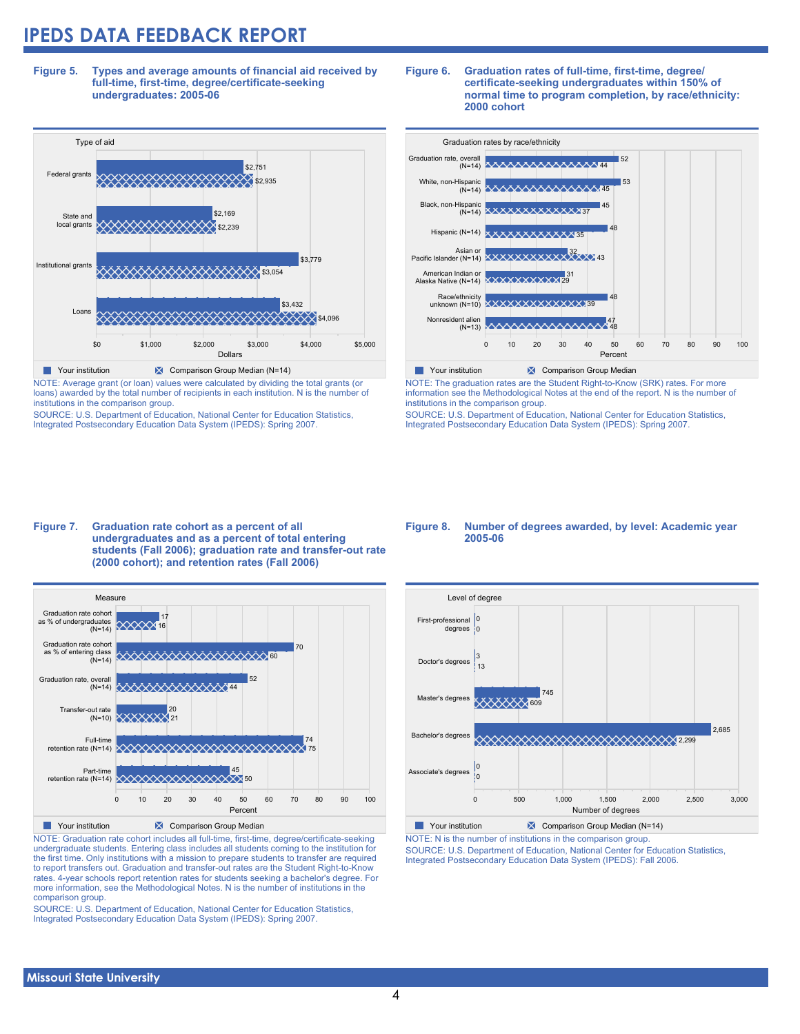# IPEDS DATA FEEDBACK REPORT

**Figure 5. Types and average amounts of financial aid received by full-time, first-time, degree/certificate-seeking undergraduates: 2005-06**

| Type of aid | Your institution | Comparison Group Median (N=14) |
|---|---|---|
| Federal grants | $2,751 | $2,935 |
| State and local grants | $2,169 | $2,239 |
| Institutional grants | $3,779 | $3,054 |
| Loans | $3,432 | $4,096 |

NOTE: Average grant (or loan) values were calculated by dividing the total grants (or loans) awarded by the total number of recipients in each institution. N is the number of institutions in the comparison group.

SOURCE: U.S. Department of Education, National Center for Education Statistics, Integrated Postsecondary Education Data System (IPEDS): Spring 2007.

**Figure 6. Graduation rates of full-time, first-time, degree/certificate-seeking undergraduates within 150% of normal time to program completion, by race/ethnicity: 2000 cohort**

| Graduation rates by race/ethnicity | Your institution | Comparison Group Median |
|---|---|---|
| Graduation rate, overall (N=14) | 52 | 44 |
| White, non-Hispanic (N=14) | 53 | 45 |
| Black, non-Hispanic (N=14) | 45 | 37 |
| Hispanic (N=14) | 48 | 35 |
| Asian or Pacific Islander (N=14) | 32 | 43 |
| American Indian or Alaska Native (N=14) | 31 | 29 |
| Race/ethnicity unknown (N=10) | 48 | 39 |
| Nonresident alien (N=13) | 47 | 48 |

NOTE: The graduation rates are the Student Right-to-Know (SRK) rates. For more information see the Methodological Notes at the end of the report. N is the number of institutions in the comparison group.

SOURCE: U.S. Department of Education, National Center for Education Statistics, Integrated Postsecondary Education Data System (IPEDS): Spring 2007.

**Figure 7. Graduation rate cohort as a percent of all undergraduates and as a percent of total entering students (Fall 2006); graduation rate and transfer-out rate (2000 cohort); and retention rates (Fall 2006)**

| Measure | Your institution | Comparison Group Median |
|---|---|---|
| Graduation rate cohort as % of undergraduates (N=14) | 17 | 16 |
| Graduation rate cohort as % of entering class (N=14) | 70 | 60 |
| Graduation rate, overall (N=14) | 52 | 44 |
| Transfer-out rate (N=10) | 20 | 21 |
| Full-time retention rate (N=14) | 74 | 75 |
| Part-time retention rate (N=14) | 45 | 50 |

NOTE: Graduation rate cohort includes all full-time, first-time, degree/certificate-seeking undergraduate students. Entering class includes all students coming to the institution for the first time. Only institutions with a mission to prepare students to transfer are required to report transfers out. Graduation and transfer-out rates are the Student Right-to-Know rates. 4-year schools report retention rates for students seeking a bachelor's degree. For more information, see the Methodological Notes. N is the number of institutions in the comparison group.

SOURCE: U.S. Department of Education, National Center for Education Statistics, Integrated Postsecondary Education Data System (IPEDS): Spring 2007.

**Figure 8. Number of degrees awarded, by level: Academic year 2005-06**

| Level of degree | Your institution | Comparison Group Median (N=14) |
|---|---|---|
| First-professional degrees | 0 | 0 |
| Doctor's degrees | 3 | 13 |
| Master's degrees | 745 | 609 |
| Bachelor's degrees | 2,685 | 2,299 |
| Associate's degrees | 0 | 0 |

NOTE: N is the number of institutions in the comparison group.

SOURCE: U.S. Department of Education, National Center for Education Statistics, Integrated Postsecondary Education Data System (IPEDS): Fall 2006.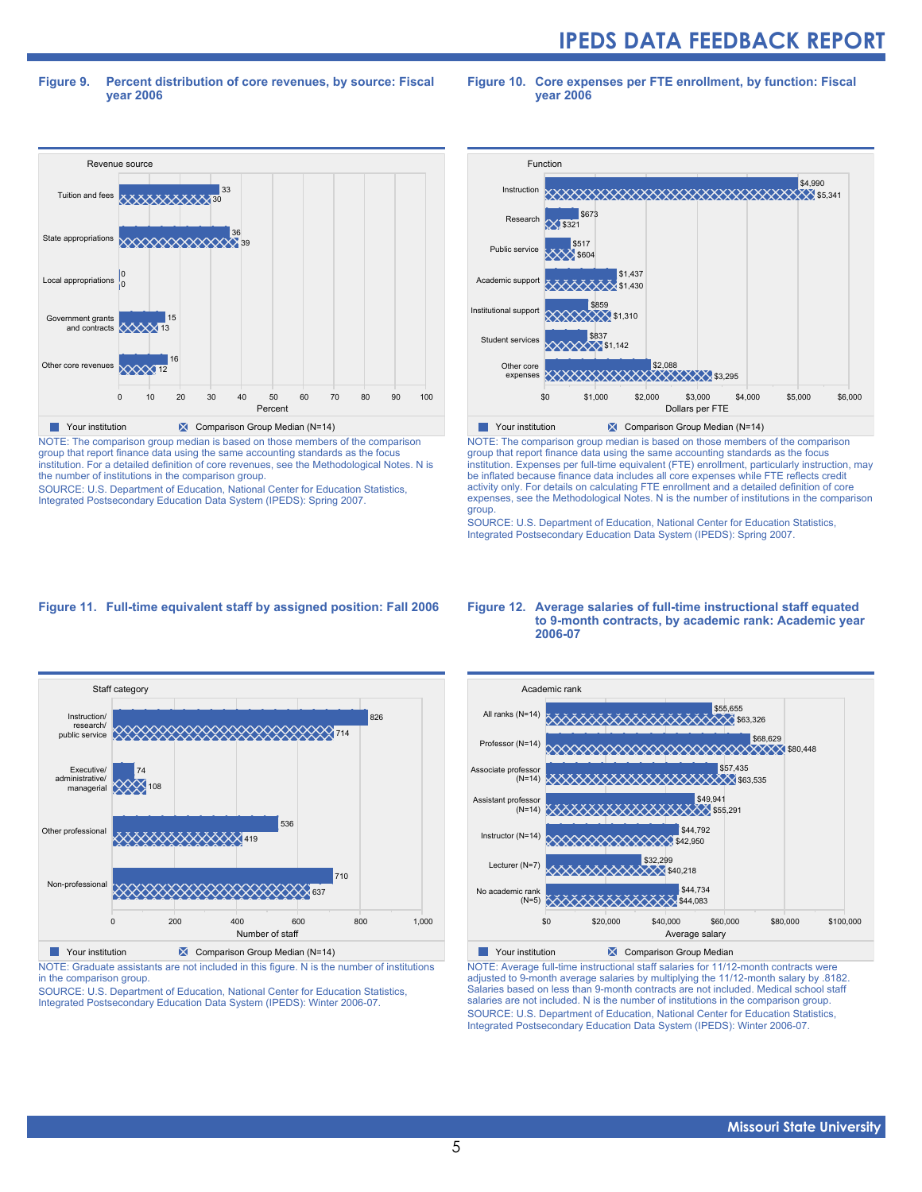### Figure 9. Percent distribution of core revenues, by source: Fiscal year 2006

| Revenue source | Your institution | Comparison Group Median (N=14) |
|---|---|---|
| Tuition and fees | 33 | 30 |
| State appropriations | 36 | 39 |
| Local appropriations | 0 | 0 |
| Government grants and contracts | 15 | 13 |
| Other core revenues | 16 | 12 |

NOTE: The comparison group median is based on those members of the comparison group that report finance data using the same accounting standards as the focus institution. For a detailed definition of core revenues, see the Methodological Notes. N is the number of institutions in the comparison group.

SOURCE: U.S. Department of Education, National Center for Education Statistics, Integrated Postsecondary Education Data System (IPEDS): Spring 2007.

### Figure 10. Core expenses per FTE enrollment, by function: Fiscal year 2006

| Function | Your institution | Comparison Group Median (N=14) |
|---|---|---|
| Instruction | $4,990 | $5,341 |
| Research | $673 | $321 |
| Public service | $517 | $604 |
| Academic support | $1,437 | $1,430 |
| Institutional support | $859 | $1,310 |
| Student services | $837 | $1,142 |
| Other core expenses | $2,088 | $3,295 |

NOTE: The comparison group median is based on those members of the comparison group that report finance data using the same accounting standards as the focus institution. Expenses per full-time equivalent (FTE) enrollment, particularly instruction, may be inflated because finance data includes all core expenses while FTE reflects credit activity only. For details on calculating FTE enrollment and a detailed definition of core expenses, see the Methodological Notes. N is the number of institutions in the comparison group.

SOURCE: U.S. Department of Education, National Center for Education Statistics, Integrated Postsecondary Education Data System (IPEDS): Spring 2007.

### Figure 11. Full-time equivalent staff by assigned position: Fall 2006

| Staff category | Your institution | Comparison Group Median (N=14) |
|---|---|---|
| Instruction/research/public service | 826 | 714 |
| Executive/administrative/managerial | 74 | 108 |
| Other professional | 536 | 419 |
| Non-professional | 710 | 637 |

NOTE: Graduate assistants are not included in this figure. N is the number of institutions in the comparison group.

SOURCE: U.S. Department of Education, National Center for Education Statistics, Integrated Postsecondary Education Data System (IPEDS): Winter 2006-07.

### Figure 12. Average salaries of full-time instructional staff equated to 9-month contracts, by academic rank: Academic year 2006-07

| Academic rank | Your institution | Comparison Group Median |
|---|---|---|
| All ranks (N=14) | $55,655 | $63,326 |
| Professor (N=14) | $68,629 | $80,448 |
| Associate professor (N=14) | $57,435 | $63,535 |
| Assistant professor (N=14) | $49,941 | $55,291 |
| Instructor (N=14) | $44,792 | $42,950 |
| Lecturer (N=7) | $32,299 | $40,218 |
| No academic rank (N=5) | $44,734 | $44,083 |

NOTE: Average full-time instructional staff salaries for 11/12-month contracts were adjusted to 9-month average salaries by multiplying the 11/12-month salary by .8182. Salaries based on less than 9-month contracts are not included. Medical school staff salaries are not included. N is the number of institutions in the comparison group.

SOURCE: U.S. Department of Education, National Center for Education Statistics, Integrated Postsecondary Education Data System (IPEDS): Winter 2006-07.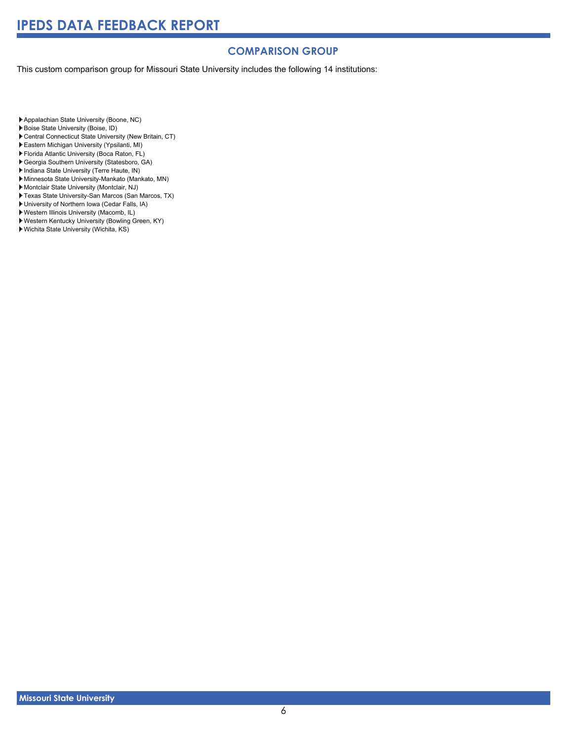## COMPARISON GROUP

This custom comparison group for Missouri State University includes the following 14 institutions:

- Appalachian State University (Boone, NC)
- Boise State University (Boise, ID)
- Central Connecticut State University (New Britain, CT)
- Eastern Michigan University (Ypsilanti, MI)
- Florida Atlantic University (Boca Raton, FL)
- Georgia Southern University (Statesboro, GA)
- Indiana State University (Terre Haute, IN)
- Minnesota State University-Mankato (Mankato, MN)
- Montclair State University (Montclair, NJ)
- Texas State University-San Marcos (San Marcos, TX)
- University of Northern Iowa (Cedar Falls, IA)
- Western Illinois University (Macomb, IL)
- Western Kentucky University (Bowling Green, KY)
- Wichita State University (Wichita, KS)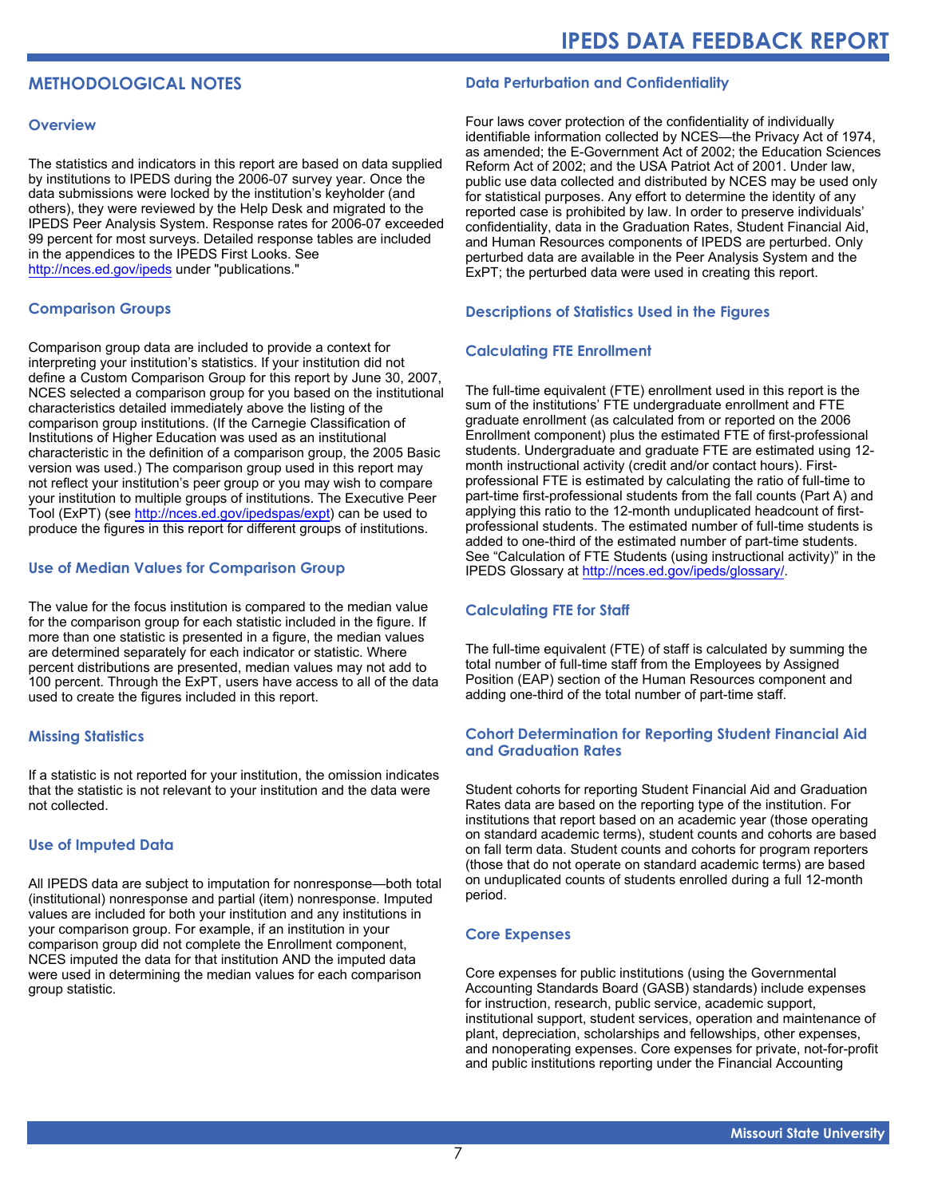## METHODOLOGICAL NOTES

### Overview

The statistics and indicators in this report are based on data supplied by institutions to IPEDS during the 2006-07 survey year. Once the data submissions were locked by the institution's keyholder (and others), they were reviewed by the Help Desk and migrated to the IPEDS Peer Analysis System. Response rates for 2006-07 exceeded 99 percent for most surveys. Detailed response tables are included in the appendices to the IPEDS First Looks. See http://nces.ed.gov/ipeds under "publications."

### Comparison Groups

Comparison group data are included to provide a context for interpreting your institution's statistics. If your institution did not define a Custom Comparison Group for this report by June 30, 2007, NCES selected a comparison group for you based on the institutional characteristics detailed immediately above the listing of the comparison group institutions. (If the Carnegie Classification of Institutions of Higher Education was used as an institutional characteristic in the definition of a comparison group, the 2005 Basic version was used.) The comparison group used in this report may not reflect your institution's peer group or you may wish to compare your institution to multiple groups of institutions. The Executive Peer Tool (ExPT) (see http://nces.ed.gov/ipedspas/expt) can be used to produce the figures in this report for different groups of institutions.

### Use of Median Values for Comparison Group

The value for the focus institution is compared to the median value for the comparison group for each statistic included in the figure. If more than one statistic is presented in a figure, the median values are determined separately for each indicator or statistic. Where percent distributions are presented, median values may not add to 100 percent. Through the ExPT, users have access to all of the data used to create the figures included in this report.

### Missing Statistics

If a statistic is not reported for your institution, the omission indicates that the statistic is not relevant to your institution and the data were not collected.

### Use of Imputed Data

All IPEDS data are subject to imputation for nonresponse—both total (institutional) nonresponse and partial (item) nonresponse. Imputed values are included for both your institution and any institutions in your comparison group. For example, if an institution in your comparison group did not complete the Enrollment component, NCES imputed the data for that institution AND the imputed data were used in determining the median values for each comparison group statistic.

### Data Perturbation and Confidentiality

Four laws cover protection of the confidentiality of individually identifiable information collected by NCES—the Privacy Act of 1974, as amended; the E-Government Act of 2002; the Education Sciences Reform Act of 2002; and the USA Patriot Act of 2001. Under law, public use data collected and distributed by NCES may be used only for statistical purposes. Any effort to determine the identity of any reported case is prohibited by law. In order to preserve individuals' confidentiality, data in the Graduation Rates, Student Financial Aid, and Human Resources components of IPEDS are perturbed. Only perturbed data are available in the Peer Analysis System and the ExPT; the perturbed data were used in creating this report.

### Descriptions of Statistics Used in the Figures

### Calculating FTE Enrollment

The full-time equivalent (FTE) enrollment used in this report is the sum of the institutions' FTE undergraduate enrollment and FTE graduate enrollment (as calculated from or reported on the 2006 Enrollment component) plus the estimated FTE of first-professional students. Undergraduate and graduate FTE are estimated using 12-month instructional activity (credit and/or contact hours). First-professional FTE is estimated by calculating the ratio of full-time to part-time first-professional students from the fall counts (Part A) and applying this ratio to the 12-month unduplicated headcount of first-professional students. The estimated number of full-time students is added to one-third of the estimated number of part-time students. See "Calculation of FTE Students (using instructional activity)" in the IPEDS Glossary at http://nces.ed.gov/ipeds/glossary/.

### Calculating FTE for Staff

The full-time equivalent (FTE) of staff is calculated by summing the total number of full-time staff from the Employees by Assigned Position (EAP) section of the Human Resources component and adding one-third of the total number of part-time staff.

### Cohort Determination for Reporting Student Financial Aid and Graduation Rates

Student cohorts for reporting Student Financial Aid and Graduation Rates data are based on the reporting type of the institution. For institutions that report based on an academic year (those operating on standard academic terms), student counts and cohorts are based on fall term data. Student counts and cohorts for program reporters (those that do not operate on standard academic terms) are based on unduplicated counts of students enrolled during a full 12-month period.

### Core Expenses

Core expenses for public institutions (using the Governmental Accounting Standards Board (GASB) standards) include expenses for instruction, research, public service, academic support, institutional support, student services, operation and maintenance of plant, depreciation, scholarships and fellowships, other expenses, and nonoperating expenses. Core expenses for private, not-for-profit and public institutions reporting under the Financial Accounting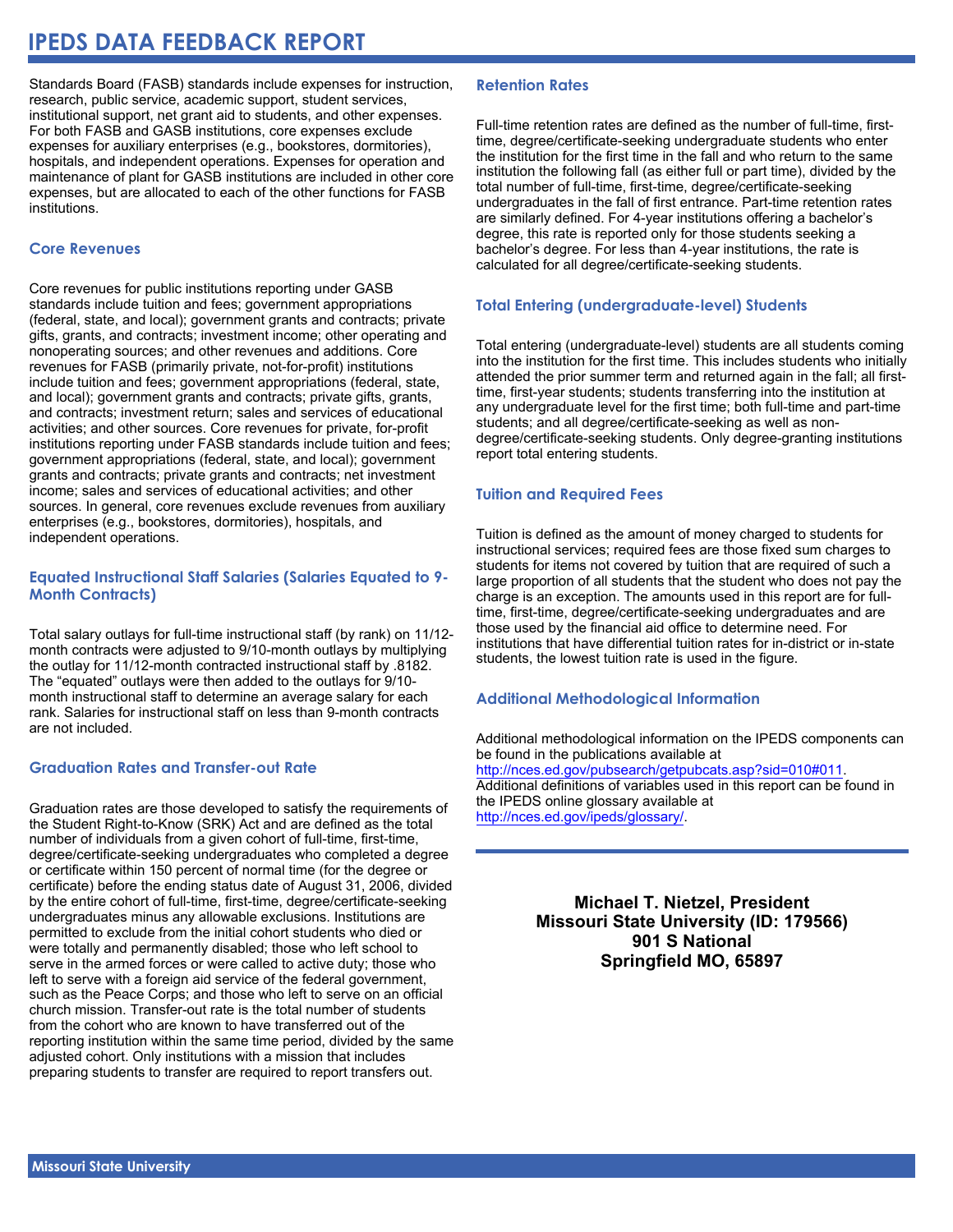Standards Board (FASB) standards include expenses for instruction, research, public service, academic support, student services, institutional support, net grant aid to students, and other expenses. For both FASB and GASB institutions, core expenses exclude expenses for auxiliary enterprises (e.g., bookstores, dormitories), hospitals, and independent operations. Expenses for operation and maintenance of plant for GASB institutions are included in other core expenses, but are allocated to each of the other functions for FASB institutions.

### Core Revenues

Core revenues for public institutions reporting under GASB standards include tuition and fees; government appropriations (federal, state, and local); government grants and contracts; private gifts, grants, and contracts; investment income; other operating and nonoperating sources; and other revenues and additions. Core revenues for FASB (primarily private, not-for-profit) institutions include tuition and fees; government appropriations (federal, state, and local); government grants and contracts; private gifts, grants, and contracts; investment return; sales and services of educational activities; and other sources. Core revenues for private, for-profit institutions reporting under FASB standards include tuition and fees; government appropriations (federal, state, and local); government grants and contracts; private grants and contracts; net investment income; sales and services of educational activities; and other sources. In general, core revenues exclude revenues from auxiliary enterprises (e.g., bookstores, dormitories), hospitals, and independent operations.

### Equated Instructional Staff Salaries (Salaries Equated to 9-Month Contracts)

Total salary outlays for full-time instructional staff (by rank) on 11/12-month contracts were adjusted to 9/10-month outlays by multiplying the outlay for 11/12-month contracted instructional staff by .8182. The "equated" outlays were then added to the outlays for 9/10-month instructional staff to determine an average salary for each rank. Salaries for instructional staff on less than 9-month contracts are not included.

### Graduation Rates and Transfer-out Rate

Graduation rates are those developed to satisfy the requirements of the Student Right-to-Know (SRK) Act and are defined as the total number of individuals from a given cohort of full-time, first-time, degree/certificate-seeking undergraduates who completed a degree or certificate within 150 percent of normal time (for the degree or certificate) before the ending status date of August 31, 2006, divided by the entire cohort of full-time, first-time, degree/certificate-seeking undergraduates minus any allowable exclusions. Institutions are permitted to exclude from the initial cohort students who died or were totally and permanently disabled; those who left school to serve in the armed forces or were called to active duty; those who left to serve with a foreign aid service of the federal government, such as the Peace Corps; and those who left to serve on an official church mission. Transfer-out rate is the total number of students from the cohort who are known to have transferred out of the reporting institution within the same time period, divided by the same adjusted cohort. Only institutions with a mission that includes preparing students to transfer are required to report transfers out.

### Retention Rates

Full-time retention rates are defined as the number of full-time, first-time, degree/certificate-seeking undergraduate students who enter the institution for the first time in the fall and who return to the same institution the following fall (as either full or part time), divided by the total number of full-time, first-time, degree/certificate-seeking undergraduates in the fall of first entrance. Part-time retention rates are similarly defined. For 4-year institutions offering a bachelor's degree, this rate is reported only for those students seeking a bachelor's degree. For less than 4-year institutions, the rate is calculated for all degree/certificate-seeking students.

### Total Entering (undergraduate-level) Students

Total entering (undergraduate-level) students are all students coming into the institution for the first time. This includes students who initially attended the prior summer term and returned again in the fall; all first-time, first-year students; students transferring into the institution at any undergraduate level for the first time; both full-time and part-time students; and all degree/certificate-seeking as well as non-degree/certificate-seeking students. Only degree-granting institutions report total entering students.

### Tuition and Required Fees

Tuition is defined as the amount of money charged to students for instructional services; required fees are those fixed sum charges to students for items not covered by tuition that are required of such a large proportion of all students that the student who does not pay the charge is an exception. The amounts used in this report are for full-time, first-time, degree/certificate-seeking undergraduates and are those used by the financial aid office to determine need. For institutions that have differential tuition rates for in-district or in-state students, the lowest tuition rate is used in the figure.

### Additional Methodological Information

Additional methodological information on the IPEDS components can be found in the publications available at http://nces.ed.gov/pubsearch/getpubcats.asp?sid=010#011. Additional definitions of variables used in this report can be found in the IPEDS online glossary available at http://nces.ed.gov/ipeds/glossary/.

**Michael T. Nietzel, President**
**Missouri State University (ID: 179566)**
**901 S National**
**Springfield MO, 65897**